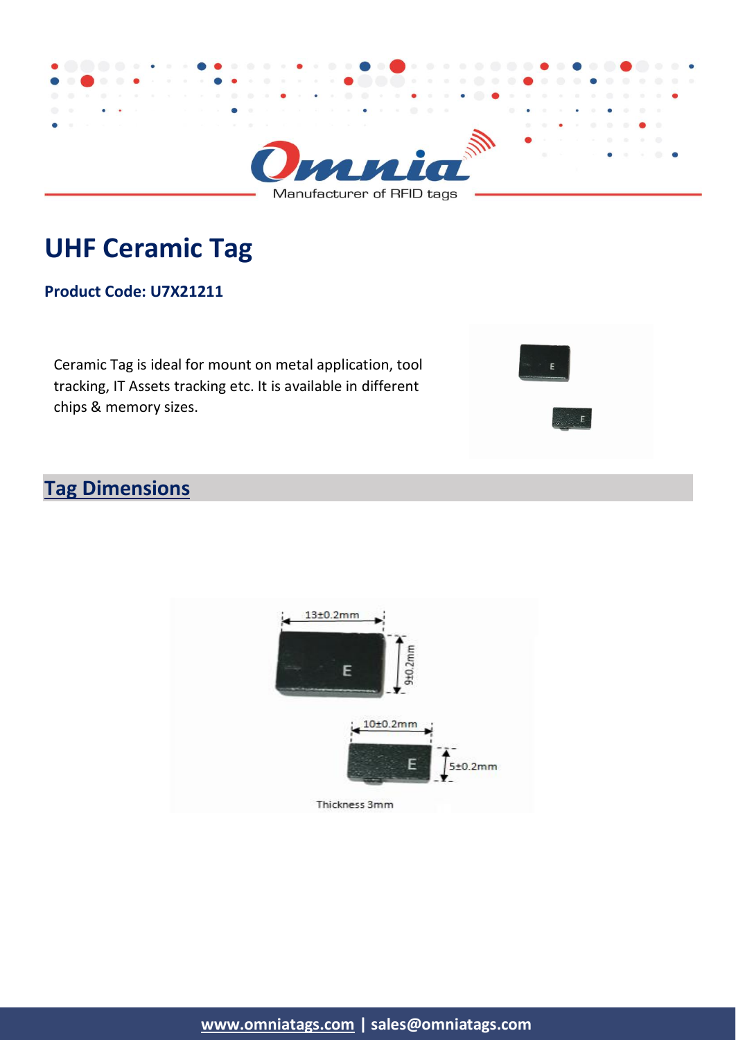# UHF Ceramic Tag

**Product Code: U7X21211**

Ceramic Tag is ideal for mount on metal application, tool tracking, IT Assets tracking etc. It is available in different chips & memory sizes.

## Tag Dimensions

13±0.2mm

9±0.2mm

10±0.2mm

5±0.2mm

Thickness 3mm

**www.omniatags.com | sales@omniatags.com**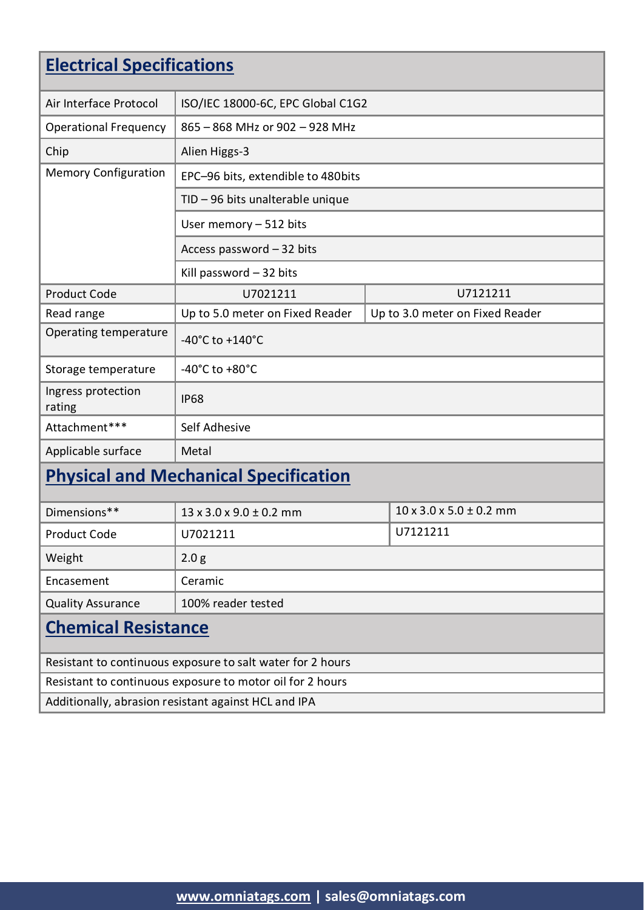## Electrical Specifications

| | | |
|---|---|---|
| Air Interface Protocol | ISO/IEC 18000-6C, EPC Global C1G2 | |
| Operational Frequency | 865 – 868 MHz or 902 – 928 MHz | |
| Chip | Alien Higgs-3 | |
| Memory Configuration | EPC–96 bits, extendible to 480bits | |
| | TID – 96 bits unalterable unique | |
| | User memory – 512 bits | |
| | Access password – 32 bits | |
| | Kill password – 32 bits | |
| Product Code | U7021211 | U7121211 |
| Read range | Up to 5.0 meter on Fixed Reader | Up to 3.0 meter on Fixed Reader |
| Operating temperature | -40°C to +140°C | |
| Storage temperature | -40°C to +80°C | |
| Ingress protection rating | IP68 | |
| Attachment*** | Self Adhesive | |
| Applicable surface | Metal | |

## Physical and Mechanical Specification

| | | |
|---|---|---|
| Dimensions** | 13 x 3.0 x 9.0 ± 0.2 mm | 10 x 3.0 x 5.0 ± 0.2 mm |
| Product Code | U7021211 | U7121211 |
| Weight | 2.0 g | |
| Encasement | Ceramic | |
| Quality Assurance | 100% reader tested | |

## Chemical Resistance

| |
|---|
| Resistant to continuous exposure to salt water for 2 hours |
| Resistant to continuous exposure to motor oil for 2 hours |
| Additionally, abrasion resistant against HCL and IPA |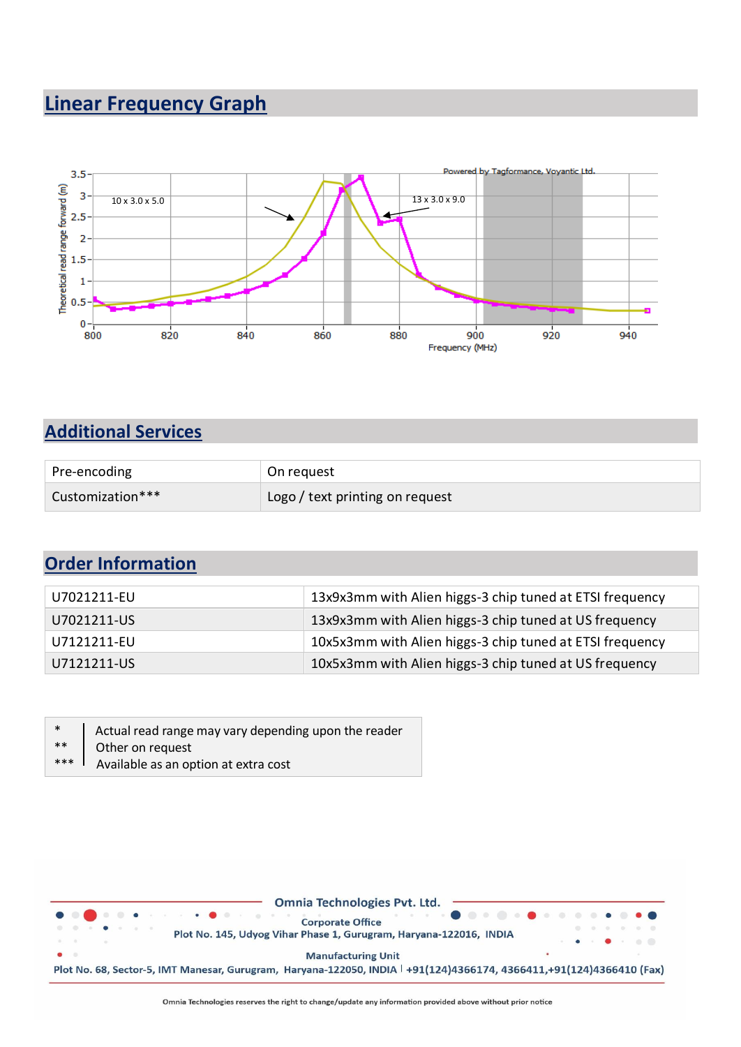## Linear Frequency Graph

Powered by Tagformance, Voyantic Ltd.

3.5
3
2.5
2
1.5
1
0.5
0

Theoretical read range forward (m)

10 x 3.0 x 5.0

13 x 3.0 x 9.0

800 820 840 860 880 900 920 940

Frequency (MHz)

## Additional Services

| | |
|---|---|
| Pre-encoding | On request |
| Customization*** | Logo / text printing on request |

## Order Information

| | |
|---|---|
| U7021211-EU | 13x9x3mm with Alien higgs-3 chip tuned at ETSI frequency |
| U7021211-US | 13x9x3mm with Alien higgs-3 chip tuned at US frequency |
| U7121211-EU | 10x5x3mm with Alien higgs-3 chip tuned at ETSI frequency |
| U7121211-US | 10x5x3mm with Alien higgs-3 chip tuned at US frequency |

| | |
|---|---|
| * | Actual read range may vary depending upon the reader |
| ** | Other on request |
| *** | Available as an option at extra cost |

**Omnia Technologies Pvt. Ltd.**

**Corporate Office**
**Plot No. 145, Udyog Vihar Phase 1, Gurugram, Haryana-122016, INDIA**

**Manufacturing Unit**
**Plot No. 68, Sector-5, IMT Manesar, Gurugram, Haryana-122050, INDIA | +91(124)4366174, 4366411,+91(124)4366410 (Fax)**

Omnia Technologies reserves the right to change/update any information provided above without prior notice